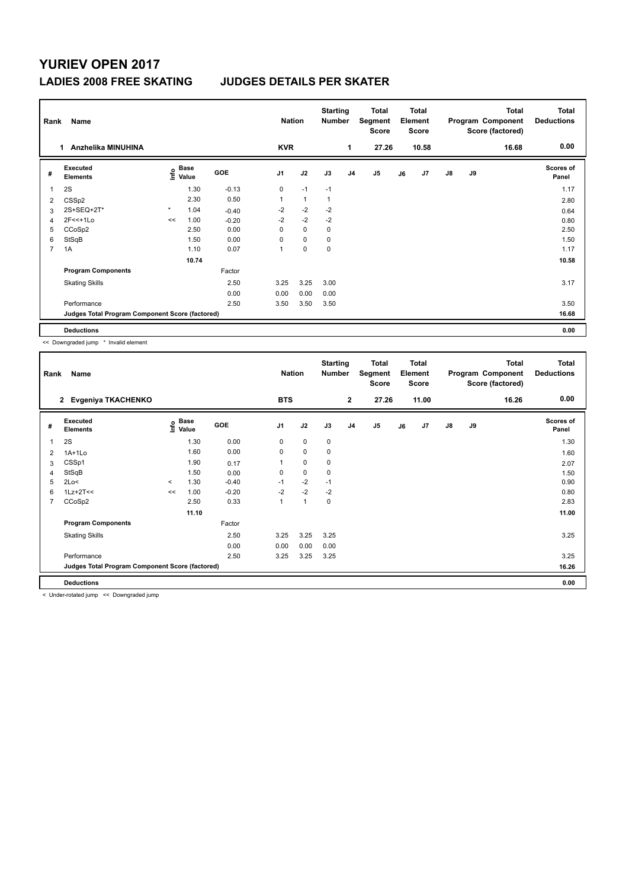# YURIEV OPEN 2017

## LADIES 2008 FREE SKATING JUDGES DETAILS PER SKATER

| Rank | Name | Nation | Starting Number | Total Segment Score | Total Element Score | Total Program Component Score (factored) | Total Deductions |
|---|---|---|---|---|---|---|---|
| 1 | Anzhelika MINUHINA | KVR | 1 | 27.26 | 10.58 | 16.68 | 0.00 |

| # | Executed Elements | Info | Base Value | GOE | J1 | J2 | J3 | J4 | J5 | J6 | J7 | J8 | J9 | Scores of Panel |
|---|---|---|---|---|---|---|---|---|---|---|---|---|---|---|
| 1 | 2S | | 1.30 | -0.13 | 0 | -1 | -1 | | | | | | | 1.17 |
| 2 | CSSp2 | | 2.30 | 0.50 | 1 | 1 | 1 | | | | | | | 2.80 |
| 3 | 2S+SEQ+2T* | * | 1.04 | -0.40 | -2 | -2 | -2 | | | | | | | 0.64 |
| 4 | 2F<<+1Lo | << | 1.00 | -0.20 | -2 | -2 | -2 | | | | | | | 0.80 |
| 5 | CCoSp2 | | 2.50 | 0.00 | 0 | 0 | 0 | | | | | | | 2.50 |
| 6 | StSqB | | 1.50 | 0.00 | 0 | 0 | 0 | | | | | | | 1.50 |
| 7 | 1A | | 1.10 | 0.07 | 1 | 0 | 0 | | | | | | | 1.17 |
| | | | 10.74 | | | | | | | | | | | 10.58 |
| | **Program Components** | | | Factor | | | | | | | | | | |
| | Skating Skills | | | 2.50 | 3.25 | 3.25 | 3.00 | | | | | | | 3.17 |
| | | | | 0.00 | 0.00 | 0.00 | 0.00 | | | | | | | |
| | Performance | | | 2.50 | 3.50 | 3.50 | 3.50 | | | | | | | 3.50 |
| | **Judges Total Program Component Score (factored)** | | | | | | | | | | | | | 16.68 |
| | **Deductions** | | | | | | | | | | | | | 0.00 |

<< Downgraded jump * Invalid element

| Rank | Name | Nation | Starting Number | Total Segment Score | Total Element Score | Total Program Component Score (factored) | Total Deductions |
|---|---|---|---|---|---|---|---|
| 2 | Evgeniya TKACHENKO | BTS | 2 | 27.26 | 11.00 | 16.26 | 0.00 |

| # | Executed Elements | Info | Base Value | GOE | J1 | J2 | J3 | J4 | J5 | J6 | J7 | J8 | J9 | Scores of Panel |
|---|---|---|---|---|---|---|---|---|---|---|---|---|---|---|
| 1 | 2S | | 1.30 | 0.00 | 0 | 0 | 0 | | | | | | | 1.30 |
| 2 | 1A+1Lo | | 1.60 | 0.00 | 0 | 0 | 0 | | | | | | | 1.60 |
| 3 | CSSp1 | | 1.90 | 0.17 | 1 | 0 | 0 | | | | | | | 2.07 |
| 4 | StSqB | | 1.50 | 0.00 | 0 | 0 | 0 | | | | | | | 1.50 |
| 5 | 2Lo< | < | 1.30 | -0.40 | -1 | -2 | -1 | | | | | | | 0.90 |
| 6 | 1Lz+2T<< | << | 1.00 | -0.20 | -2 | -2 | -2 | | | | | | | 0.80 |
| 7 | CCoSp2 | | 2.50 | 0.33 | 1 | 1 | 0 | | | | | | | 2.83 |
| | | | 11.10 | | | | | | | | | | | 11.00 |
| | **Program Components** | | | Factor | | | | | | | | | | |
| | Skating Skills | | | 2.50 | 3.25 | 3.25 | 3.25 | | | | | | | 3.25 |
| | | | | 0.00 | 0.00 | 0.00 | 0.00 | | | | | | | |
| | Performance | | | 2.50 | 3.25 | 3.25 | 3.25 | | | | | | | 3.25 |
| | **Judges Total Program Component Score (factored)** | | | | | | | | | | | | | 16.26 |
| | **Deductions** | | | | | | | | | | | | | 0.00 |

< Under-rotated jump << Downgraded jump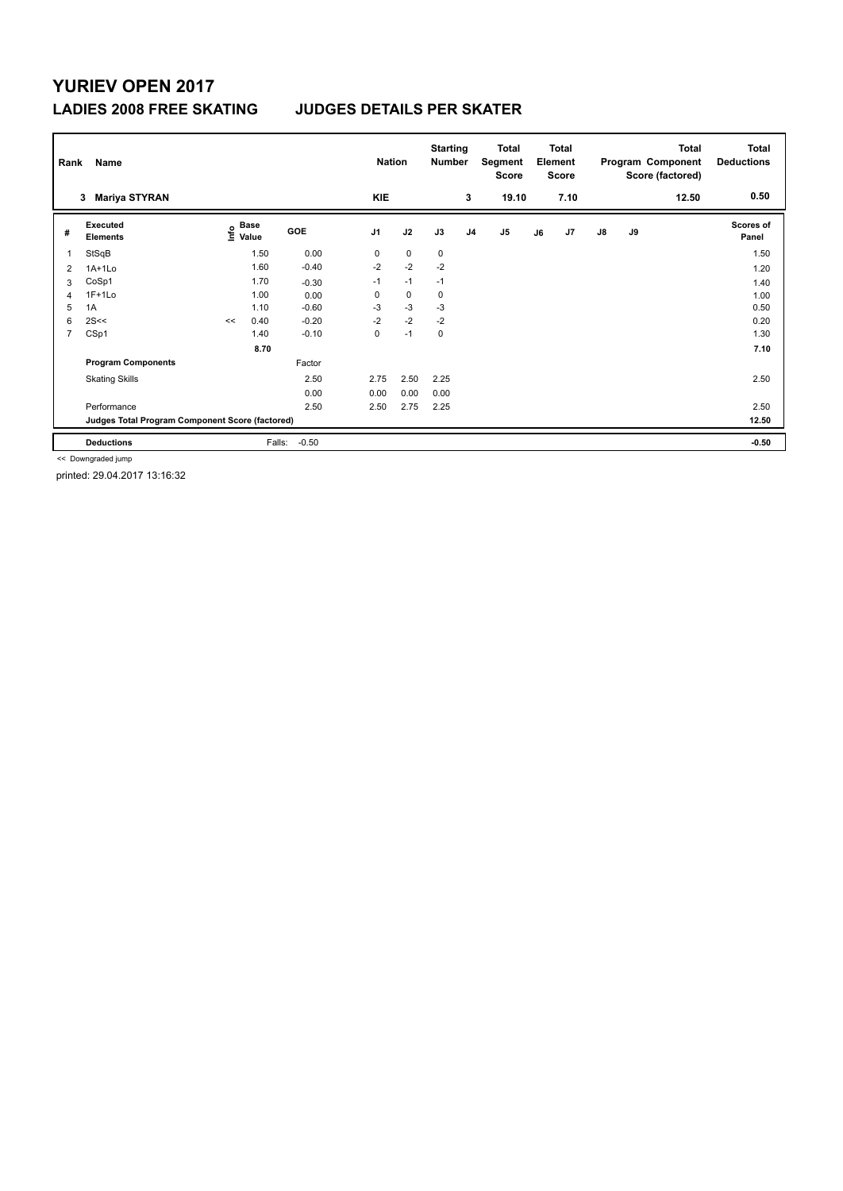# YURIEV OPEN 2017

## LADIES 2008 FREE SKATING JUDGES DETAILS PER SKATER

| Rank | Name | Nation | Starting Number | Total Segment Score | Total Element Score | Total Program Component Score (factored) | Total Deductions |
|---|---|---|---|---|---|---|---|
| 3 | Mariya STYRAN | KIE | 3 | 19.10 | 7.10 | 12.50 | 0.50 |

| # | Executed Elements | Info | Base Value | GOE | J1 | J2 | J3 | J4 | J5 | J6 | J7 | J8 | J9 | Scores of Panel |
|---|---|---|---|---|---|---|---|---|---|---|---|---|---|---|
| 1 | StSqB | | 1.50 | 0.00 | 0 | 0 | 0 | | | | | | | 1.50 |
| 2 | 1A+1Lo | | 1.60 | -0.40 | -2 | -2 | -2 | | | | | | | 1.20 |
| 3 | CoSp1 | | 1.70 | -0.30 | -1 | -1 | -1 | | | | | | | 1.40 |
| 4 | 1F+1Lo | | 1.00 | 0.00 | 0 | 0 | 0 | | | | | | | 1.00 |
| 5 | 1A | | 1.10 | -0.60 | -3 | -3 | -3 | | | | | | | 0.50 |
| 6 | 2S<< | << | 0.40 | -0.20 | -2 | -2 | -2 | | | | | | | 0.20 |
| 7 | CSp1 | | 1.40 | -0.10 | 0 | -1 | 0 | | | | | | | 1.30 |
| | | | 8.70 | | | | | | | | | | | 7.10 |
| | **Program Components** | | | Factor | | | | | | | | | | |
| | Skating Skills | | | 2.50 | 2.75 | 2.50 | 2.25 | | | | | | | 2.50 |
| | | | | 0.00 | 0.00 | 0.00 | 0.00 | | | | | | | |
| | Performance | | | 2.50 | 2.50 | 2.75 | 2.25 | | | | | | | 2.50 |
| | **Judges Total Program Component Score (factored)** | | | | | | | | | | | | | 12.50 |
| | **Deductions** | | Falls: | -0.50 | | | | | | | | | | -0.50 |

<< Downgraded jump

printed: 29.04.2017 13:16:32